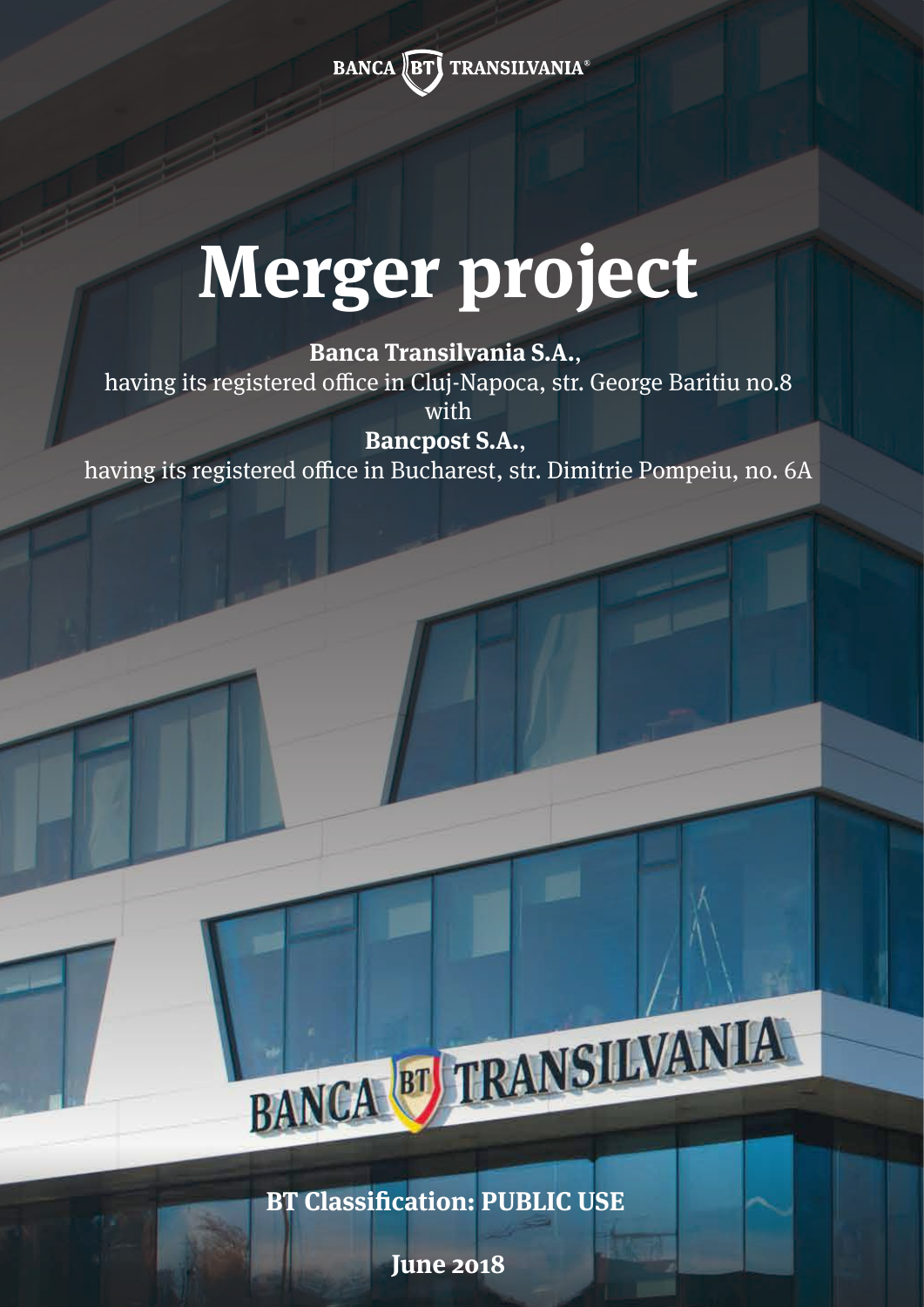BANCA BT TRANSILVANIA®

# Merger project

**Banca Transilvania S.A.**,
having its registered office in Cluj-Napoca, str. George Baritiu no.8
with
**Bancpost S.A.**,
having its registered office in Bucharest, str. Dimitrie Pompeiu, no. 6A

**BT Classification: PUBLIC USE**

**June 2018**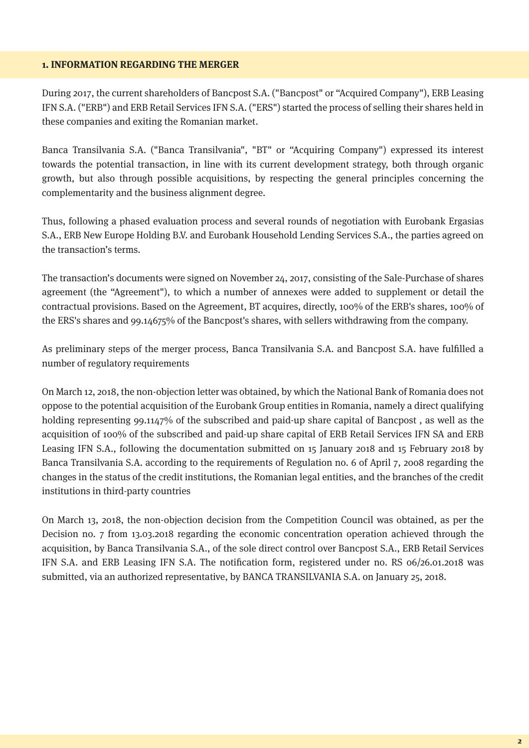## 1. INFORMATION REGARDING THE MERGER

During 2017, the current shareholders of Bancpost S.A. ("Bancpost" or "Acquired Company"), ERB Leasing IFN S.A. ("ERB") and ERB Retail Services IFN S.A. ("ERS") started the process of selling their shares held in these companies and exiting the Romanian market.

Banca Transilvania S.A. ("Banca Transilvania", "BT" or "Acquiring Company") expressed its interest towards the potential transaction, in line with its current development strategy, both through organic growth, but also through possible acquisitions, by respecting the general principles concerning the complementarity and the business alignment degree.

Thus, following a phased evaluation process and several rounds of negotiation with Eurobank Ergasias S.A., ERB New Europe Holding B.V. and Eurobank Household Lending Services S.A., the parties agreed on the transaction's terms.

The transaction's documents were signed on November 24, 2017, consisting of the Sale-Purchase of shares agreement (the "Agreement"), to which a number of annexes were added to supplement or detail the contractual provisions. Based on the Agreement, BT acquires, directly, 100% of the ERB's shares, 100% of the ERS's shares and 99.14675% of the Bancpost's shares, with sellers withdrawing from the company.

As preliminary steps of the merger process, Banca Transilvania S.A. and Bancpost S.A. have fulfilled a number of regulatory requirements

On March 12, 2018, the non-objection letter was obtained, by which the National Bank of Romania does not oppose to the potential acquisition of the Eurobank Group entities in Romania, namely a direct qualifying holding representing 99.1147% of the subscribed and paid-up share capital of Bancpost , as well as the acquisition of 100% of the subscribed and paid-up share capital of ERB Retail Services IFN SA and ERB Leasing IFN S.A., following the documentation submitted on 15 January 2018 and 15 February 2018 by Banca Transilvania S.A. according to the requirements of Regulation no. 6 of April 7, 2008 regarding the changes in the status of the credit institutions, the Romanian legal entities, and the branches of the credit institutions in third-party countries

On March 13, 2018, the non-objection decision from the Competition Council was obtained, as per the Decision no. 7 from 13.03.2018 regarding the economic concentration operation achieved through the acquisition, by Banca Transilvania S.A., of the sole direct control over Bancpost S.A., ERB Retail Services IFN S.A. and ERB Leasing IFN S.A. The notification form, registered under no. RS 06/26.01.2018 was submitted, via an authorized representative, by BANCA TRANSILVANIA S.A. on January 25, 2018.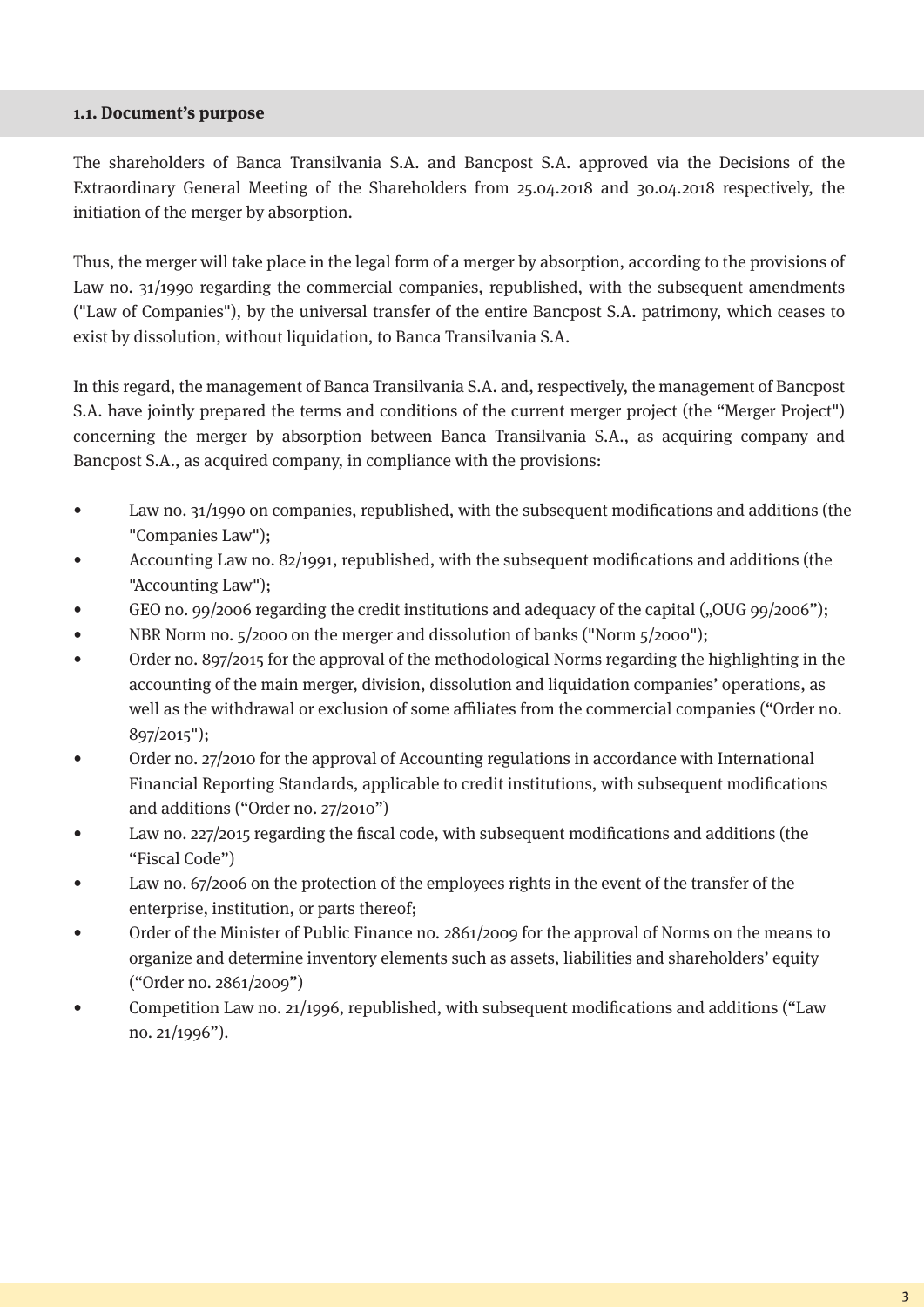### 1.1. Document's purpose

The shareholders of Banca Transilvania S.A. and Bancpost S.A. approved via the Decisions of the Extraordinary General Meeting of the Shareholders from 25.04.2018 and 30.04.2018 respectively, the initiation of the merger by absorption.

Thus, the merger will take place in the legal form of a merger by absorption, according to the provisions of Law no. 31/1990 regarding the commercial companies, republished, with the subsequent amendments ("Law of Companies"), by the universal transfer of the entire Bancpost S.A. patrimony, which ceases to exist by dissolution, without liquidation, to Banca Transilvania S.A.

In this regard, the management of Banca Transilvania S.A. and, respectively, the management of Bancpost S.A. have jointly prepared the terms and conditions of the current merger project (the "Merger Project") concerning the merger by absorption between Banca Transilvania S.A., as acquiring company and Bancpost S.A., as acquired company, in compliance with the provisions:

- Law no. 31/1990 on companies, republished, with the subsequent modifications and additions (the "Companies Law");
- Accounting Law no. 82/1991, republished, with the subsequent modifications and additions (the "Accounting Law");
- GEO no. 99/2006 regarding the credit institutions and adequacy of the capital („OUG 99/2006");
- NBR Norm no. 5/2000 on the merger and dissolution of banks ("Norm 5/2000");
- Order no. 897/2015 for the approval of the methodological Norms regarding the highlighting in the accounting of the main merger, division, dissolution and liquidation companies' operations, as well as the withdrawal or exclusion of some affiliates from the commercial companies ("Order no. 897/2015");
- Order no. 27/2010 for the approval of Accounting regulations in accordance with International Financial Reporting Standards, applicable to credit institutions, with subsequent modifications and additions ("Order no. 27/2010")
- Law no. 227/2015 regarding the fiscal code, with subsequent modifications and additions (the "Fiscal Code")
- Law no. 67/2006 on the protection of the employees rights in the event of the transfer of the enterprise, institution, or parts thereof;
- Order of the Minister of Public Finance no. 2861/2009 for the approval of Norms on the means to organize and determine inventory elements such as assets, liabilities and shareholders' equity ("Order no. 2861/2009")
- Competition Law no. 21/1996, republished, with subsequent modifications and additions ("Law no. 21/1996").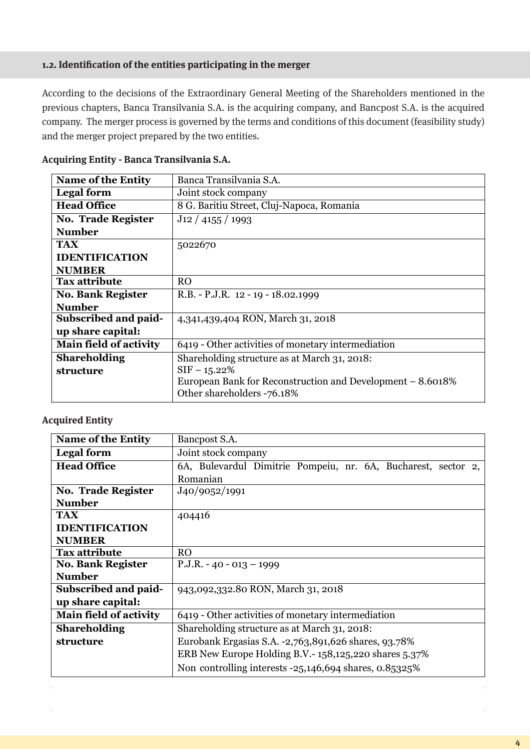## 1.2. Identification of the entities participating in the merger

According to the decisions of the Extraordinary General Meeting of the Shareholders mentioned in the previous chapters, Banca Transilvania S.A. is the acquiring company, and Bancpost S.A. is the acquired company. The merger process is governed by the terms and conditions of this document (feasibility study) and the merger project prepared by the two entities.

**Acquiring Entity - Banca Transilvania S.A.**

| **Name of the Entity** | Banca Transilvania S.A. |
|---|---|
| **Legal form** | Joint stock company |
| **Head Office** | 8 G. Baritiu Street, Cluj-Napoca, Romania |
| **No. Trade Register Number** | J12 / 4155 / 1993 |
| **TAX IDENTIFICATION NUMBER** | 5022670 |
| **Tax attribute** | RO |
| **No. Bank Register Number** | R.B. - P.J.R. 12 - 19 - 18.02.1999 |
| **Subscribed and paid-up share capital:** | 4,341,439,404 RON, March 31, 2018 |
| **Main field of activity** | 6419 - Other activities of monetary intermediation |
| **Shareholding structure** | Shareholding structure as at March 31, 2018:<br>SIF – 15.22%<br>European Bank for Reconstruction and Development – 8.6018%<br>Other shareholders -76.18% |

**Acquired Entity**

| **Name of the Entity** | Bancpost S.A. |
|---|---|
| **Legal form** | Joint stock company |
| **Head Office** | 6A, Bulevardul Dimitrie Pompeiu, nr. 6A, Bucharest, sector 2, Romanian |
| **No. Trade Register Number** | J40/9052/1991 |
| **TAX IDENTIFICATION NUMBER** | 404416 |
| **Tax attribute** | RO |
| **No. Bank Register Number** | P.J.R. - 40 - 013 – 1999 |
| **Subscribed and paid-up share capital:** | 943,092,332.80 RON, March 31, 2018 |
| **Main field of activity** | 6419 - Other activities of monetary intermediation |
| **Shareholding structure** | Shareholding structure as at March 31, 2018:<br>Eurobank Ergasias S.A. -2,763,891,626 shares, 93.78%<br>ERB New Europe Holding B.V.- 158,125,220 shares 5.37%<br>Non controlling interests -25,146,694 shares, 0.85325% |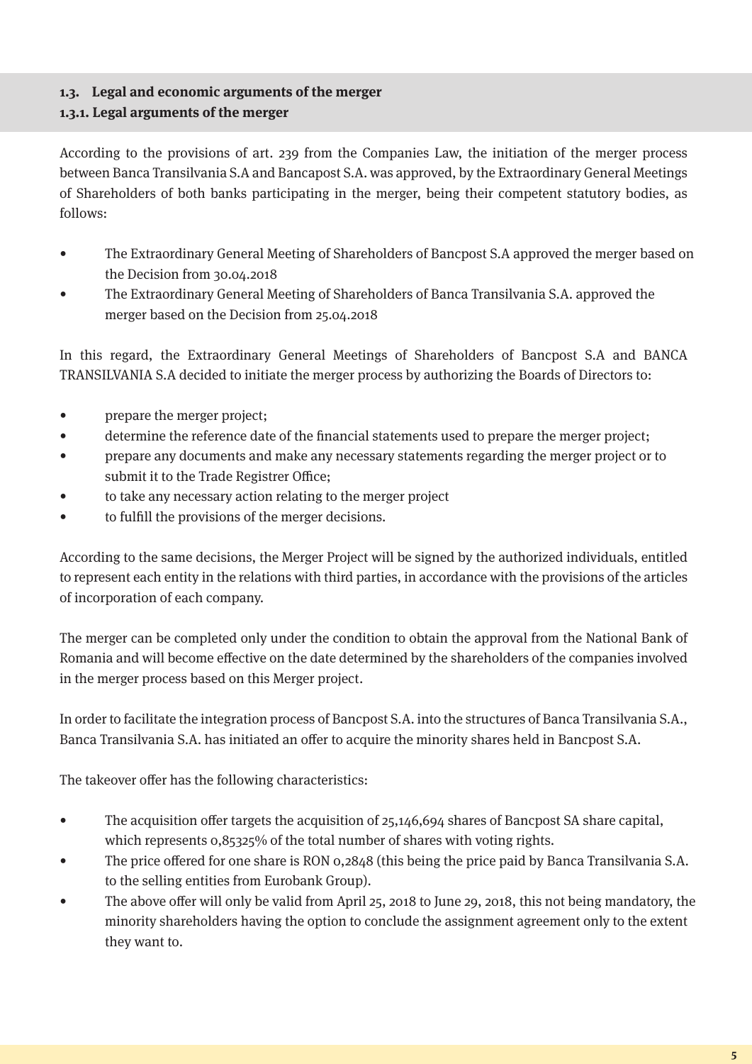## 1.3. Legal and economic arguments of the merger

### 1.3.1. Legal arguments of the merger

According to the provisions of art. 239 from the Companies Law, the initiation of the merger process between Banca Transilvania S.A and Bancapost S.A. was approved, by the Extraordinary General Meetings of Shareholders of both banks participating in the merger, being their competent statutory bodies, as follows:

- The Extraordinary General Meeting of Shareholders of Bancpost S.A approved the merger based on the Decision from 30.04.2018
- The Extraordinary General Meeting of Shareholders of Banca Transilvania S.A. approved the merger based on the Decision from 25.04.2018

In this regard, the Extraordinary General Meetings of Shareholders of Bancpost S.A and BANCA TRANSILVANIA S.A decided to initiate the merger process by authorizing the Boards of Directors to:

- prepare the merger project;
- determine the reference date of the financial statements used to prepare the merger project;
- prepare any documents and make any necessary statements regarding the merger project or to submit it to the Trade Registrer Office;
- to take any necessary action relating to the merger project
- to fulfill the provisions of the merger decisions.

According to the same decisions, the Merger Project will be signed by the authorized individuals, entitled to represent each entity in the relations with third parties, in accordance with the provisions of the articles of incorporation of each company.

The merger can be completed only under the condition to obtain the approval from the National Bank of Romania and will become effective on the date determined by the shareholders of the companies involved in the merger process based on this Merger project.

In order to facilitate the integration process of Bancpost S.A. into the structures of Banca Transilvania S.A., Banca Transilvania S.A. has initiated an offer to acquire the minority shares held in Bancpost S.A.

The takeover offer has the following characteristics:

- The acquisition offer targets the acquisition of 25,146,694 shares of Bancpost SA share capital, which represents 0,85325% of the total number of shares with voting rights.
- The price offered for one share is RON 0,2848 (this being the price paid by Banca Transilvania S.A. to the selling entities from Eurobank Group).
- The above offer will only be valid from April 25, 2018 to June 29, 2018, this not being mandatory, the minority shareholders having the option to conclude the assignment agreement only to the extent they want to.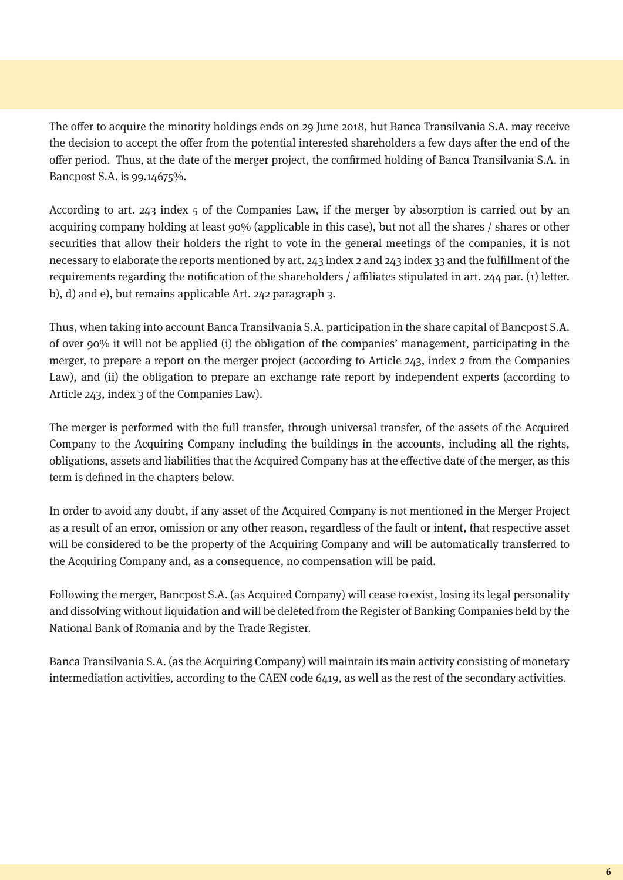The offer to acquire the minority holdings ends on 29 June 2018, but Banca Transilvania S.A. may receive the decision to accept the offer from the potential interested shareholders a few days after the end of the offer period. Thus, at the date of the merger project, the confirmed holding of Banca Transilvania S.A. in Bancpost S.A. is 99.14675%.

According to art. 243 index 5 of the Companies Law, if the merger by absorption is carried out by an acquiring company holding at least 90% (applicable in this case), but not all the shares / shares or other securities that allow their holders the right to vote in the general meetings of the companies, it is not necessary to elaborate the reports mentioned by art. 243 index 2 and 243 index 33 and the fulfillment of the requirements regarding the notification of the shareholders / affiliates stipulated in art. 244 par. (1) letter. b), d) and e), but remains applicable Art. 242 paragraph 3.

Thus, when taking into account Banca Transilvania S.A. participation in the share capital of Bancpost S.A. of over 90% it will not be applied (i) the obligation of the companies' management, participating in the merger, to prepare a report on the merger project (according to Article 243, index 2 from the Companies Law), and (ii) the obligation to prepare an exchange rate report by independent experts (according to Article 243, index 3 of the Companies Law).

The merger is performed with the full transfer, through universal transfer, of the assets of the Acquired Company to the Acquiring Company including the buildings in the accounts, including all the rights, obligations, assets and liabilities that the Acquired Company has at the effective date of the merger, as this term is defined in the chapters below.

In order to avoid any doubt, if any asset of the Acquired Company is not mentioned in the Merger Project as a result of an error, omission or any other reason, regardless of the fault or intent, that respective asset will be considered to be the property of the Acquiring Company and will be automatically transferred to the Acquiring Company and, as a consequence, no compensation will be paid.

Following the merger, Bancpost S.A. (as Acquired Company) will cease to exist, losing its legal personality and dissolving without liquidation and will be deleted from the Register of Banking Companies held by the National Bank of Romania and by the Trade Register.

Banca Transilvania S.A. (as the Acquiring Company) will maintain its main activity consisting of monetary intermediation activities, according to the CAEN code 6419, as well as the rest of the secondary activities.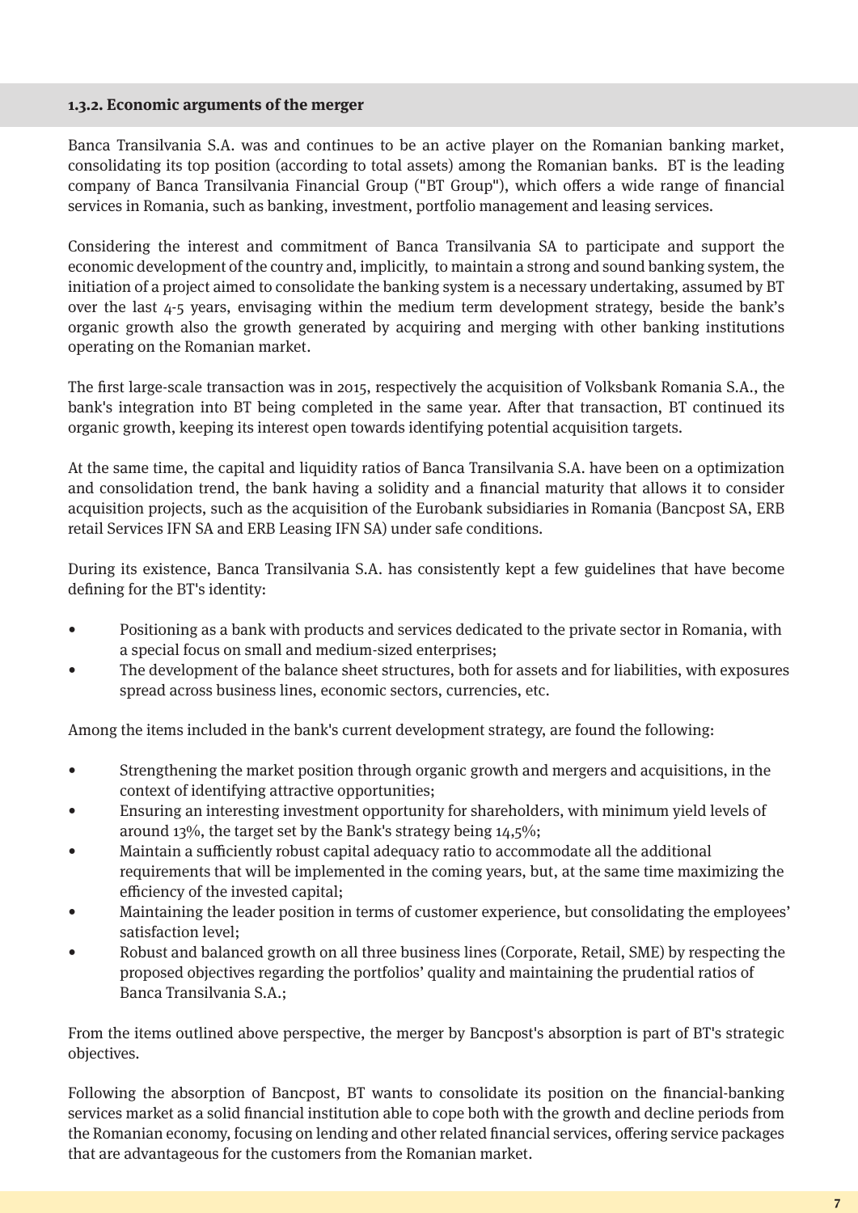### 1.3.2. Economic arguments of the merger

Banca Transilvania S.A. was and continues to be an active player on the Romanian banking market, consolidating its top position (according to total assets) among the Romanian banks. BT is the leading company of Banca Transilvania Financial Group ("BT Group"), which offers a wide range of financial services in Romania, such as banking, investment, portfolio management and leasing services.

Considering the interest and commitment of Banca Transilvania SA to participate and support the economic development of the country and, implicitly, to maintain a strong and sound banking system, the initiation of a project aimed to consolidate the banking system is a necessary undertaking, assumed by BT over the last 4-5 years, envisaging within the medium term development strategy, beside the bank's organic growth also the growth generated by acquiring and merging with other banking institutions operating on the Romanian market.

The first large-scale transaction was in 2015, respectively the acquisition of Volksbank Romania S.A., the bank's integration into BT being completed in the same year. After that transaction, BT continued its organic growth, keeping its interest open towards identifying potential acquisition targets.

At the same time, the capital and liquidity ratios of Banca Transilvania S.A. have been on a optimization and consolidation trend, the bank having a solidity and a financial maturity that allows it to consider acquisition projects, such as the acquisition of the Eurobank subsidiaries in Romania (Bancpost SA, ERB retail Services IFN SA and ERB Leasing IFN SA) under safe conditions.

During its existence, Banca Transilvania S.A. has consistently kept a few guidelines that have become defining for the BT's identity:

- Positioning as a bank with products and services dedicated to the private sector in Romania, with a special focus on small and medium-sized enterprises;
- The development of the balance sheet structures, both for assets and for liabilities, with exposures spread across business lines, economic sectors, currencies, etc.

Among the items included in the bank's current development strategy, are found the following:

- Strengthening the market position through organic growth and mergers and acquisitions, in the context of identifying attractive opportunities;
- Ensuring an interesting investment opportunity for shareholders, with minimum yield levels of around 13%, the target set by the Bank's strategy being 14,5%;
- Maintain a sufficiently robust capital adequacy ratio to accommodate all the additional requirements that will be implemented in the coming years, but, at the same time maximizing the efficiency of the invested capital;
- Maintaining the leader position in terms of customer experience, but consolidating the employees' satisfaction level;
- Robust and balanced growth on all three business lines (Corporate, Retail, SME) by respecting the proposed objectives regarding the portfolios' quality and maintaining the prudential ratios of Banca Transilvania S.A.;

From the items outlined above perspective, the merger by Bancpost's absorption is part of BT's strategic objectives.

Following the absorption of Bancpost, BT wants to consolidate its position on the financial-banking services market as a solid financial institution able to cope both with the growth and decline periods from the Romanian economy, focusing on lending and other related financial services, offering service packages that are advantageous for the customers from the Romanian market.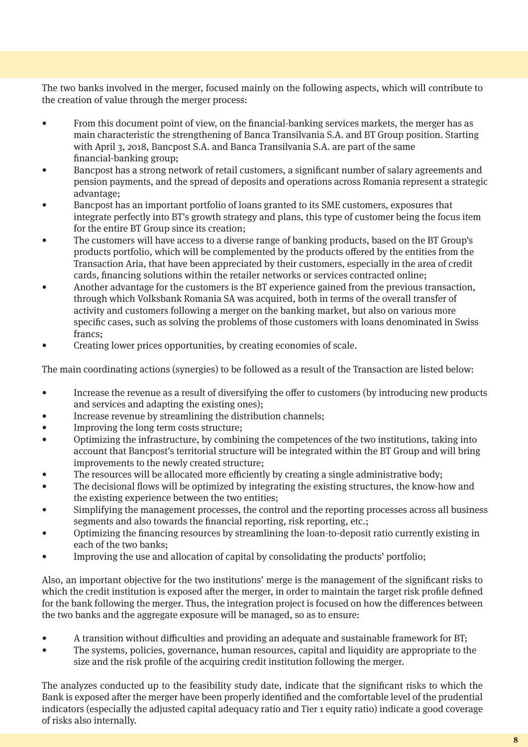The two banks involved in the merger, focused mainly on the following aspects, which will contribute to the creation of value through the merger process:

- From this document point of view, on the financial-banking services markets, the merger has as main characteristic the strengthening of Banca Transilvania S.A. and BT Group position. Starting with April 3, 2018, Bancpost S.A. and Banca Transilvania S.A. are part of the same financial-banking group;
- Bancpost has a strong network of retail customers, a significant number of salary agreements and pension payments, and the spread of deposits and operations across Romania represent a strategic advantage;
- Bancpost has an important portfolio of loans granted to its SME customers, exposures that integrate perfectly into BT's growth strategy and plans, this type of customer being the focus item for the entire BT Group since its creation;
- The customers will have access to a diverse range of banking products, based on the BT Group's products portfolio, which will be complemented by the products offered by the entities from the Transaction Aria, that have been appreciated by their customers, especially in the area of credit cards, financing solutions within the retailer networks or services contracted online;
- Another advantage for the customers is the BT experience gained from the previous transaction, through which Volksbank Romania SA was acquired, both in terms of the overall transfer of activity and customers following a merger on the banking market, but also on various more specific cases, such as solving the problems of those customers with loans denominated in Swiss francs;
- Creating lower prices opportunities, by creating economies of scale.

The main coordinating actions (synergies) to be followed as a result of the Transaction are listed below:

- Increase the revenue as a result of diversifying the offer to customers (by introducing new products and services and adapting the existing ones);
- Increase revenue by streamlining the distribution channels;
- Improving the long term costs structure;
- Optimizing the infrastructure, by combining the competences of the two institutions, taking into account that Bancpost's territorial structure will be integrated within the BT Group and will bring improvements to the newly created structure;
- The resources will be allocated more efficiently by creating a single administrative body;
- The decisional flows will be optimized by integrating the existing structures, the know-how and the existing experience between the two entities;
- Simplifying the management processes, the control and the reporting processes across all business segments and also towards the financial reporting, risk reporting, etc.;
- Optimizing the financing resources by streamlining the loan-to-deposit ratio currently existing in each of the two banks;
- Improving the use and allocation of capital by consolidating the products' portfolio;

Also, an important objective for the two institutions' merge is the management of the significant risks to which the credit institution is exposed after the merger, in order to maintain the target risk profile defined for the bank following the merger. Thus, the integration project is focused on how the differences between the two banks and the aggregate exposure will be managed, so as to ensure:

- A transition without difficulties and providing an adequate and sustainable framework for BT;
- The systems, policies, governance, human resources, capital and liquidity are appropriate to the size and the risk profile of the acquiring credit institution following the merger.

The analyzes conducted up to the feasibility study date, indicate that the significant risks to which the Bank is exposed after the merger have been properly identified and the comfortable level of the prudential indicators (especially the adjusted capital adequacy ratio and Tier 1 equity ratio) indicate a good coverage of risks also internally.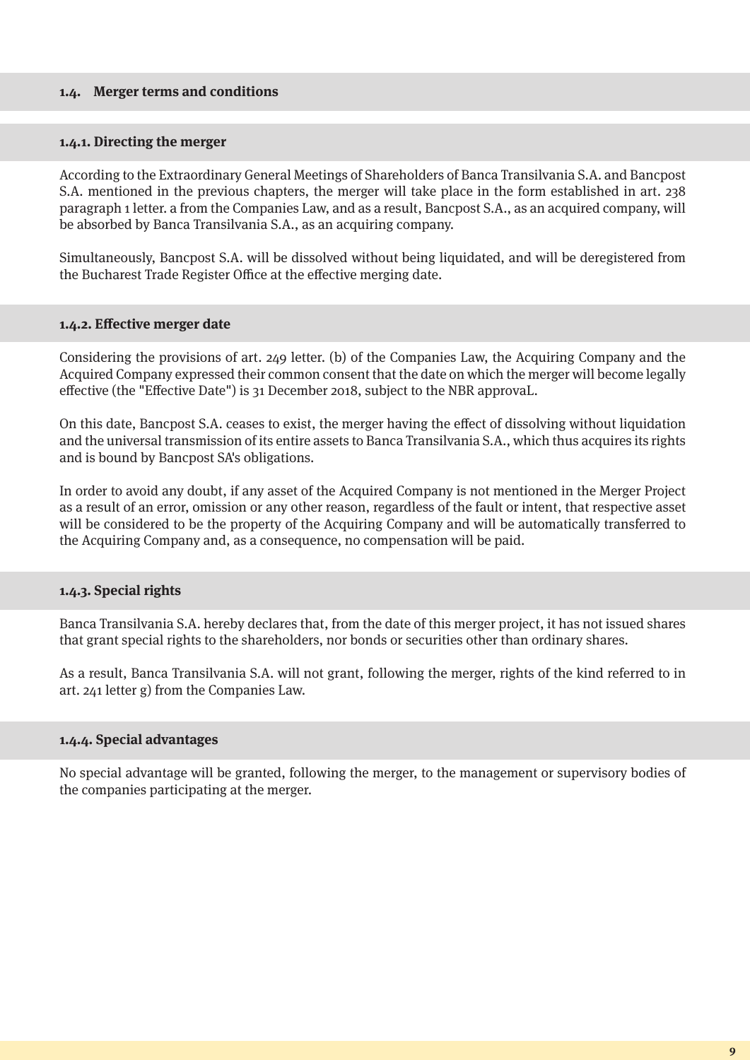## 1.4. Merger terms and conditions

### 1.4.1. Directing the merger

According to the Extraordinary General Meetings of Shareholders of Banca Transilvania S.A. and Bancpost S.A. mentioned in the previous chapters, the merger will take place in the form established in art. 238 paragraph 1 letter. a from the Companies Law, and as a result, Bancpost S.A., as an acquired company, will be absorbed by Banca Transilvania S.A., as an acquiring company.

Simultaneously, Bancpost S.A. will be dissolved without being liquidated, and will be deregistered from the Bucharest Trade Register Office at the effective merging date.

### 1.4.2. Effective merger date

Considering the provisions of art. 249 letter. (b) of the Companies Law, the Acquiring Company and the Acquired Company expressed their common consent that the date on which the merger will become legally effective (the "Effective Date") is 31 December 2018, subject to the NBR approvaL.

On this date, Bancpost S.A. ceases to exist, the merger having the effect of dissolving without liquidation and the universal transmission of its entire assets to Banca Transilvania S.A., which thus acquires its rights and is bound by Bancpost SA's obligations.

In order to avoid any doubt, if any asset of the Acquired Company is not mentioned in the Merger Project as a result of an error, omission or any other reason, regardless of the fault or intent, that respective asset will be considered to be the property of the Acquiring Company and will be automatically transferred to the Acquiring Company and, as a consequence, no compensation will be paid.

### 1.4.3. Special rights

Banca Transilvania S.A. hereby declares that, from the date of this merger project, it has not issued shares that grant special rights to the shareholders, nor bonds or securities other than ordinary shares.

As a result, Banca Transilvania S.A. will not grant, following the merger, rights of the kind referred to in art. 241 letter g) from the Companies Law.

### 1.4.4. Special advantages

No special advantage will be granted, following the merger, to the management or supervisory bodies of the companies participating at the merger.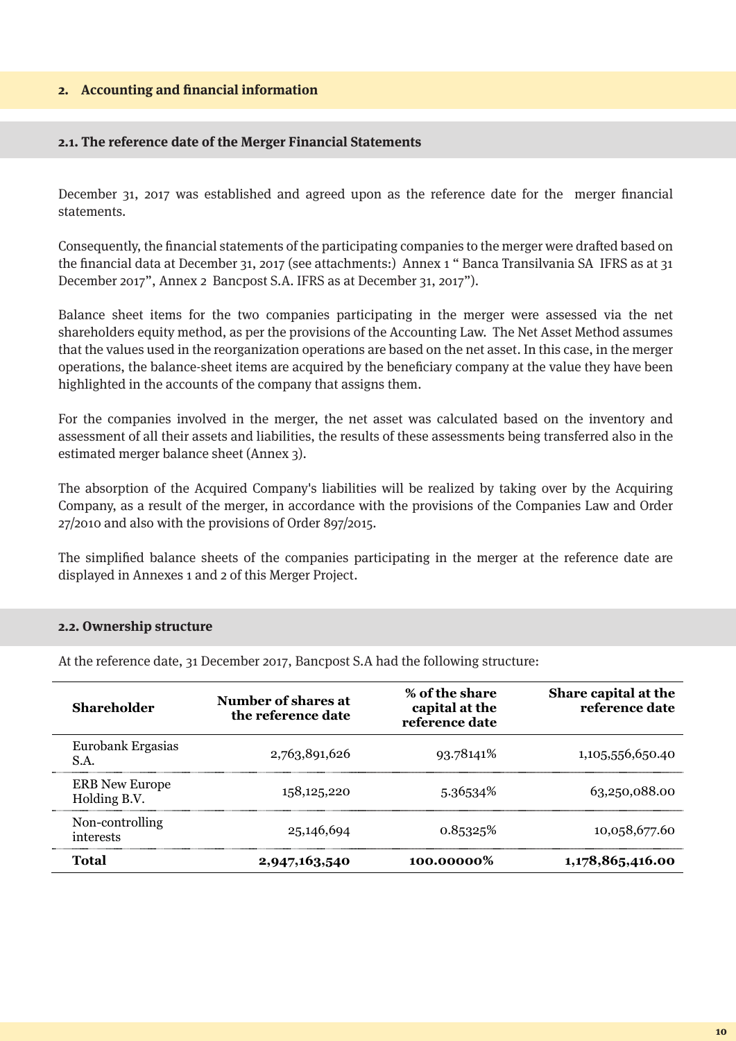## 2. Accounting and financial information

### 2.1. The reference date of the Merger Financial Statements

December 31, 2017 was established and agreed upon as the reference date for the merger financial statements.

Consequently, the financial statements of the participating companies to the merger were drafted based on the financial data at December 31, 2017 (see attachments:) Annex 1 " Banca Transilvania SA IFRS as at 31 December 2017", Annex 2 Bancpost S.A. IFRS as at December 31, 2017").

Balance sheet items for the two companies participating in the merger were assessed via the net shareholders equity method, as per the provisions of the Accounting Law. The Net Asset Method assumes that the values used in the reorganization operations are based on the net asset. In this case, in the merger operations, the balance-sheet items are acquired by the beneficiary company at the value they have been highlighted in the accounts of the company that assigns them.

For the companies involved in the merger, the net asset was calculated based on the inventory and assessment of all their assets and liabilities, the results of these assessments being transferred also in the estimated merger balance sheet (Annex 3).

The absorption of the Acquired Company's liabilities will be realized by taking over by the Acquiring Company, as a result of the merger, in accordance with the provisions of the Companies Law and Order 27/2010 and also with the provisions of Order 897/2015.

The simplified balance sheets of the companies participating in the merger at the reference date are displayed in Annexes 1 and 2 of this Merger Project.

### 2.2. Ownership structure

At the reference date, 31 December 2017, Bancpost S.A had the following structure:

| Shareholder | Number of shares at the reference date | % of the share capital at the reference date | Share capital at the reference date |
|---|---|---|---|
| Eurobank Ergasias S.A. | 2,763,891,626 | 93.78141% | 1,105,556,650.40 |
| ERB New Europe Holding B.V. | 158,125,220 | 5.36534% | 63,250,088.00 |
| Non-controlling interests | 25,146,694 | 0.85325% | 10,058,677.60 |
| **Total** | **2,947,163,540** | **100.00000%** | **1,178,865,416.00** |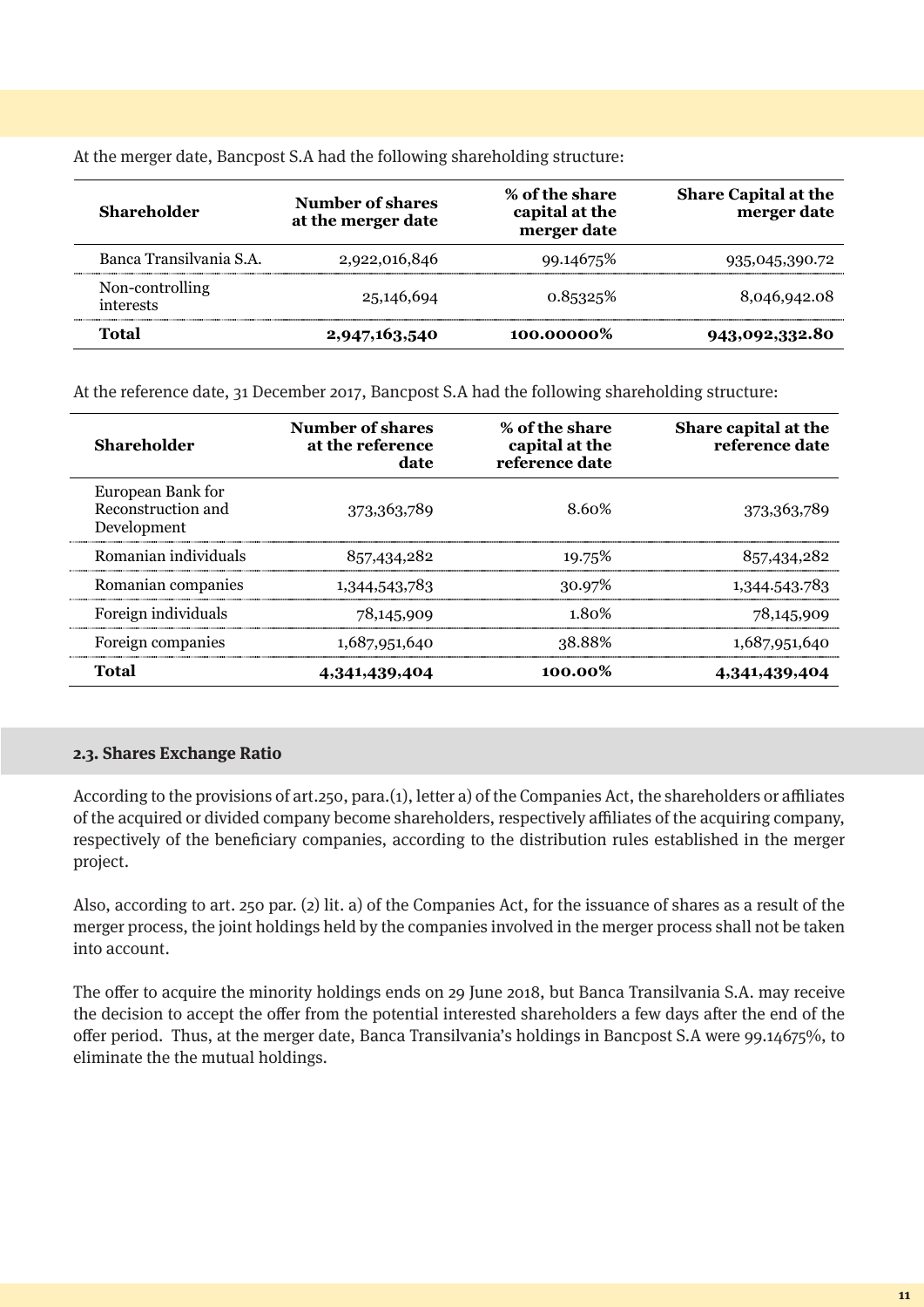At the merger date, Bancpost S.A had the following shareholding structure:

| Shareholder | Number of shares at the merger date | % of the share capital at the merger date | Share Capital at the merger date |
|---|---|---|---|
| Banca Transilvania S.A. | 2,922,016,846 | 99.14675% | 935,045,390.72 |
| Non-controlling interests | 25,146,694 | 0.85325% | 8,046,942.08 |
| **Total** | **2,947,163,540** | **100.00000%** | **943,092,332.80** |

At the reference date, 31 December 2017, Bancpost S.A had the following shareholding structure:

| Shareholder | Number of shares at the reference date | % of the share capital at the reference date | Share capital at the reference date |
|---|---|---|---|
| European Bank for Reconstruction and Development | 373,363,789 | 8.60% | 373,363,789 |
| Romanian individuals | 857,434,282 | 19.75% | 857,434,282 |
| Romanian companies | 1,344,543,783 | 30.97% | 1,344.543.783 |
| Foreign individuals | 78,145,909 | 1.80% | 78,145,909 |
| Foreign companies | 1,687,951,640 | 38.88% | 1,687,951,640 |
| **Total** | **4,341,439,404** | **100.00%** | **4,341,439,404** |

### 2.3. Shares Exchange Ratio

According to the provisions of art.250, para.(1), letter a) of the Companies Act, the shareholders or affiliates of the acquired or divided company become shareholders, respectively affiliates of the acquiring company, respectively of the beneficiary companies, according to the distribution rules established in the merger project.

Also, according to art. 250 par. (2) lit. a) of the Companies Act, for the issuance of shares as a result of the merger process, the joint holdings held by the companies involved in the merger process shall not be taken into account.

The offer to acquire the minority holdings ends on 29 June 2018, but Banca Transilvania S.A. may receive the decision to accept the offer from the potential interested shareholders a few days after the end of the offer period. Thus, at the merger date, Banca Transilvania's holdings in Bancpost S.A were 99.14675%, to eliminate the the mutual holdings.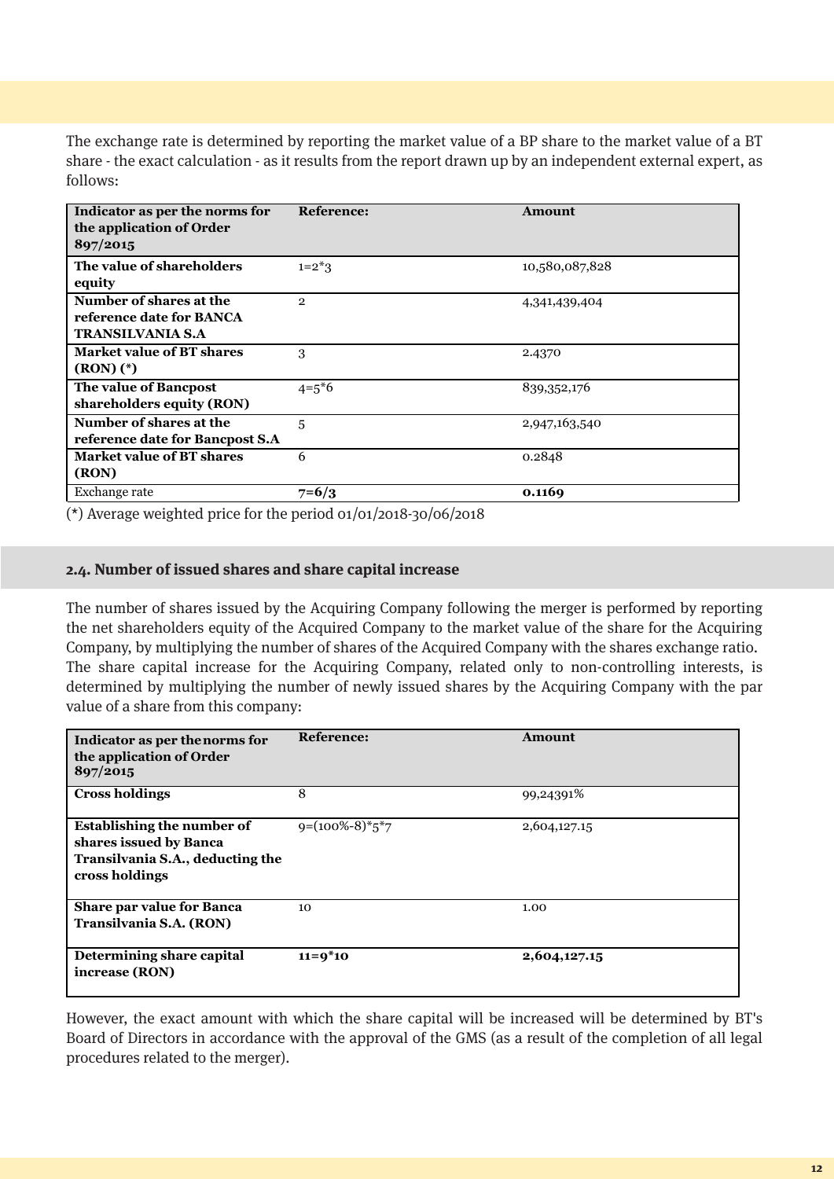The exchange rate is determined by reporting the market value of a BP share to the market value of a BT share - the exact calculation - as it results from the report drawn up by an independent external expert, as follows:

| Indicator as per the norms for the application of Order 897/2015 | Reference: | Amount |
|---|---|---|
| **The value of shareholders equity** | 1=2*3 | 10,580,087,828 |
| **Number of shares at the reference date for BANCA TRANSILVANIA S.A** | 2 | 4,341,439,404 |
| **Market value of BT shares (RON) (*)** | 3 | 2.4370 |
| **The value of Bancpost shareholders equity (RON)** | 4=5*6 | 839,352,176 |
| **Number of shares at the reference date for Bancpost S.A** | 5 | 2,947,163,540 |
| **Market value of BT shares (RON)** | 6 | 0.2848 |
| Exchange rate | **7=6/3** | **0.1169** |

(*) Average weighted price for the period 01/01/2018-30/06/2018

### 2.4. Number of issued shares and share capital increase

The number of shares issued by the Acquiring Company following the merger is performed by reporting the net shareholders equity of the Acquired Company to the market value of the share for the Acquiring Company, by multiplying the number of shares of the Acquired Company with the shares exchange ratio. The share capital increase for the Acquiring Company, related only to non-controlling interests, is determined by multiplying the number of newly issued shares by the Acquiring Company with the par value of a share from this company:

| Indicator as per the norms for the application of Order 897/2015 | Reference: | Amount |
|---|---|---|
| **Cross holdings** | 8 | 99,24391% |
| **Establishing the number of shares issued by Banca Transilvania S.A., deducting the cross holdings** | 9=(100%-8)*5*7 | 2,604,127.15 |
| **Share par value for Banca Transilvania S.A. (RON)** | 10 | 1.00 |
| **Determining share capital increase (RON)** | **11=9*10** | **2,604,127.15** |

However, the exact amount with which the share capital will be increased will be determined by BT's Board of Directors in accordance with the approval of the GMS (as a result of the completion of all legal procedures related to the merger).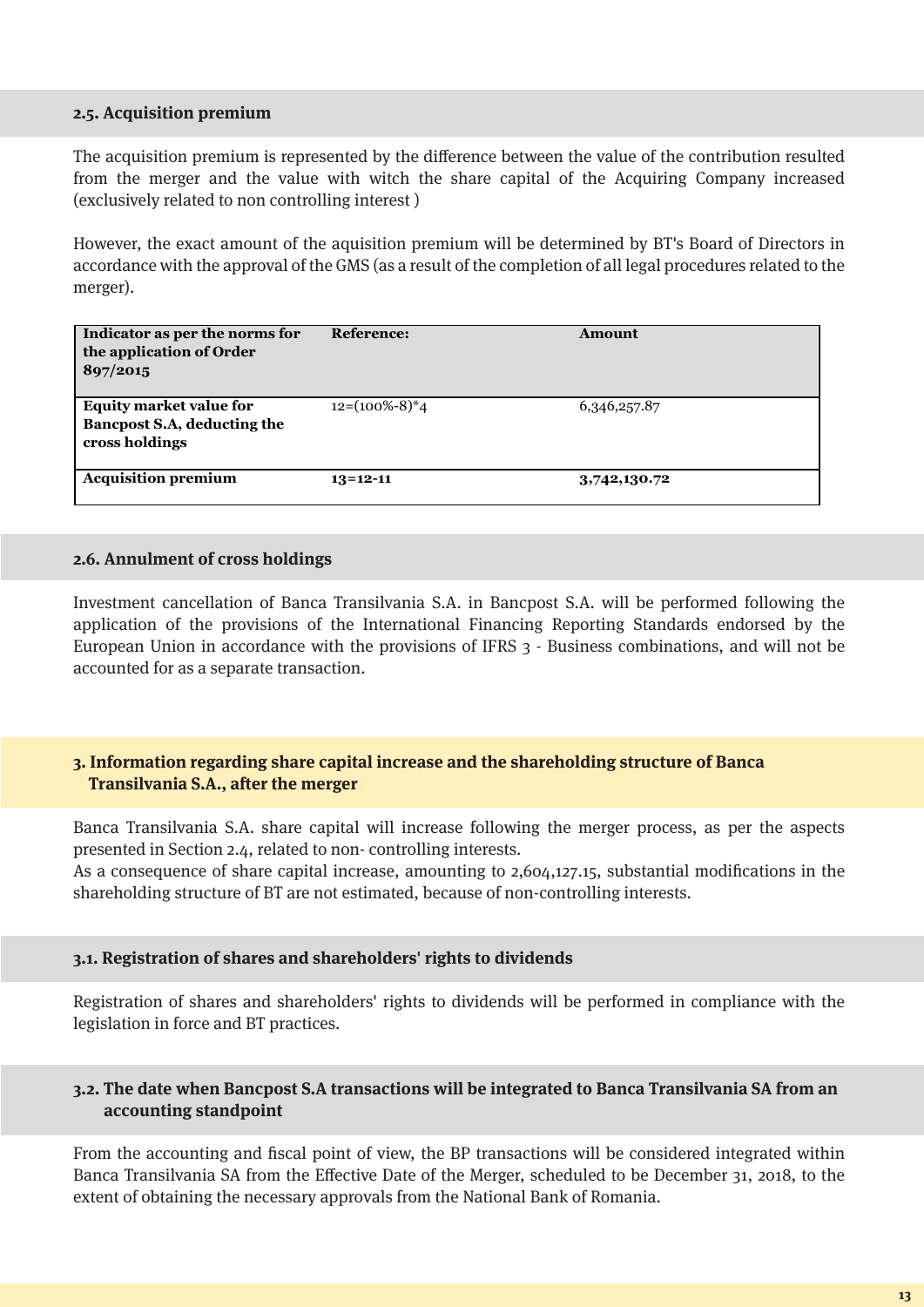### 2.5. Acquisition premium

The acquisition premium is represented by the difference between the value of the contribution resulted from the merger and the value with witch the share capital of the Acquiring Company increased (exclusively related to non controlling interest )

However, the exact amount of the aquisition premium will be determined by BT's Board of Directors in accordance with the approval of the GMS (as a result of the completion of all legal procedures related to the merger).

| Indicator as per the norms for the application of Order 897/2015 | Reference: | Amount |
|---|---|---|
| **Equity market value for Bancpost S.A, deducting the cross holdings** | 12=(100%-8)*4 | 6,346,257.87 |
| **Acquisition premium** | **13=12-11** | **3,742,130.72** |

### 2.6. Annulment of cross holdings

Investment cancellation of Banca Transilvania S.A. in Bancpost S.A. will be performed following the application of the provisions of the International Financing Reporting Standards endorsed by the European Union in accordance with the provisions of IFRS 3 - Business combinations, and will not be accounted for as a separate transaction.

## 3. Information regarding share capital increase and the shareholding structure of Banca Transilvania S.A., after the merger

Banca Transilvania S.A. share capital will increase following the merger process, as per the aspects presented in Section 2.4, related to non- controlling interests.
As a consequence of share capital increase, amounting to 2,604,127.15, substantial modifications in the shareholding structure of BT are not estimated, because of non-controlling interests.

### 3.1. Registration of shares and shareholders' rights to dividends

Registration of shares and shareholders' rights to dividends will be performed in compliance with the legislation in force and BT practices.

### 3.2. The date when Bancpost S.A transactions will be integrated to Banca Transilvania SA from an accounting standpoint

From the accounting and fiscal point of view, the BP transactions will be considered integrated within Banca Transilvania SA from the Effective Date of the Merger, scheduled to be December 31, 2018, to the extent of obtaining the necessary approvals from the National Bank of Romania.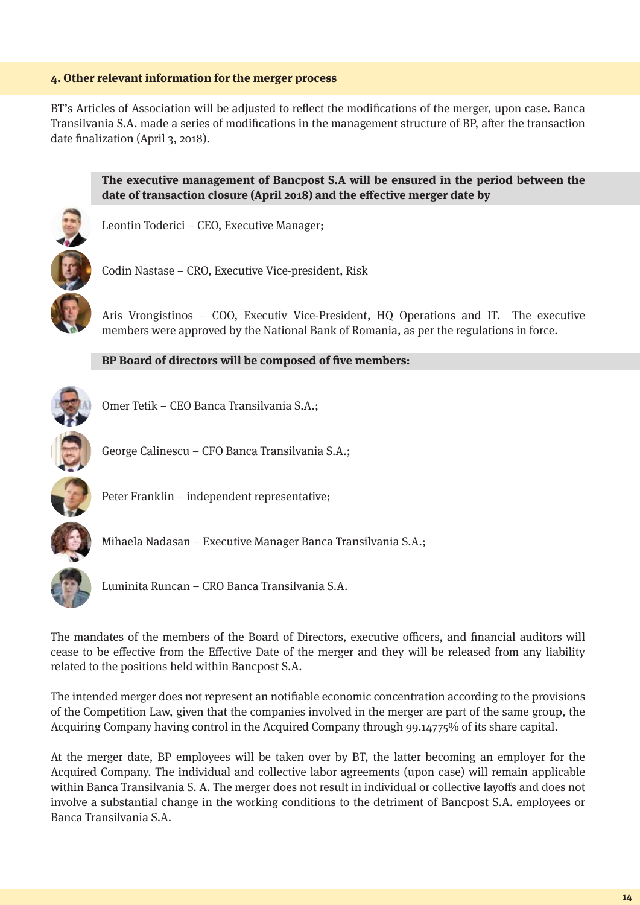## 4. Other relevant information for the merger process

BT's Articles of Association will be adjusted to reflect the modifications of the merger, upon case. Banca Transilvania S.A. made a series of modifications in the management structure of BP, after the transaction date finalization (April 3, 2018).

**The executive management of Bancpost S.A will be ensured in the period between the date of transaction closure (April 2018) and the effective merger date by**

Leontin Toderici – CEO, Executive Manager;

Codin Nastase – CRO, Executive Vice-president, Risk

Aris Vrongistinos – COO, Executiv Vice-President, HQ Operations and IT. The executive members were approved by the National Bank of Romania, as per the regulations in force.

**BP Board of directors will be composed of five members:**

Omer Tetik – CEO Banca Transilvania S.A.;

George Calinescu – CFO Banca Transilvania S.A.;

Peter Franklin – independent representative;

Mihaela Nadasan – Executive Manager Banca Transilvania S.A.;

Luminita Runcan – CRO Banca Transilvania S.A.

The mandates of the members of the Board of Directors, executive officers, and financial auditors will cease to be effective from the Effective Date of the merger and they will be released from any liability related to the positions held within Bancpost S.A.

The intended merger does not represent an notifiable economic concentration according to the provisions of the Competition Law, given that the companies involved in the merger are part of the same group, the Acquiring Company having control in the Acquired Company through 99.14775% of its share capital.

At the merger date, BP employees will be taken over by BT, the latter becoming an employer for the Acquired Company. The individual and collective labor agreements (upon case) will remain applicable within Banca Transilvania S. A. The merger does not result in individual or collective layoffs and does not involve a substantial change in the working conditions to the detriment of Bancpost S.A. employees or Banca Transilvania S.A.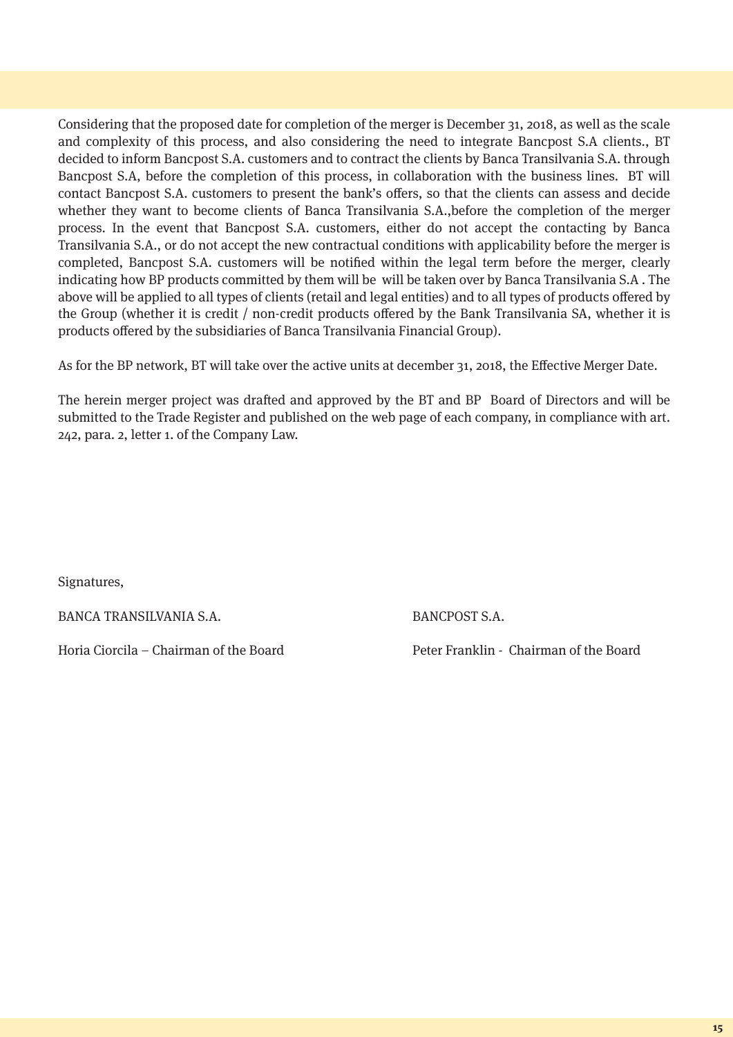Considering that the proposed date for completion of the merger is December 31, 2018, as well as the scale and complexity of this process, and also considering the need to integrate Bancpost S.A clients., BT decided to inform Bancpost S.A. customers and to contract the clients by Banca Transilvania S.A. through Bancpost S.A, before the completion of this process, in collaboration with the business lines. BT will contact Bancpost S.A. customers to present the bank's offers, so that the clients can assess and decide whether they want to become clients of Banca Transilvania S.A.,before the completion of the merger process. In the event that Bancpost S.A. customers, either do not accept the contacting by Banca Transilvania S.A., or do not accept the new contractual conditions with applicability before the merger is completed, Bancpost S.A. customers will be notified within the legal term before the merger, clearly indicating how BP products committed by them will be will be taken over by Banca Transilvania S.A . The above will be applied to all types of clients (retail and legal entities) and to all types of products offered by the Group (whether it is credit / non-credit products offered by the Bank Transilvania SA, whether it is products offered by the subsidiaries of Banca Transilvania Financial Group).

As for the BP network, BT will take over the active units at december 31, 2018, the Effective Merger Date.

The herein merger project was drafted and approved by the BT and BP Board of Directors and will be submitted to the Trade Register and published on the web page of each company, in compliance with art. 242, para. 2, letter 1. of the Company Law.

Signatures,

BANCA TRANSILVANIA S.A.

Horia Ciorcila – Chairman of the Board

BANCPOST S.A.

Peter Franklin - Chairman of the Board